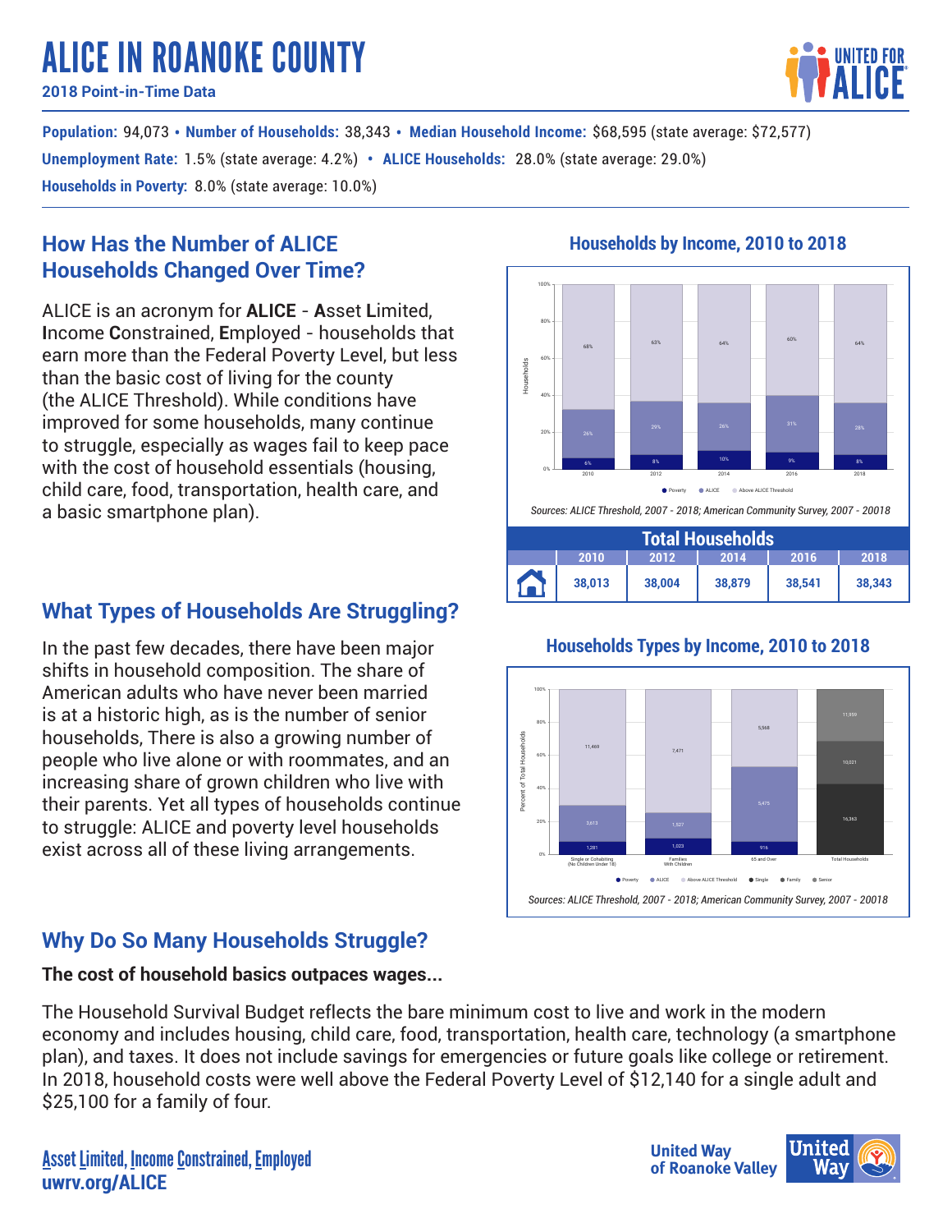# ALICE IN ROANOKE COUNTY

**2018 Point-in-Time Data**

**Population:** 94,073 • **Number of Households:** 38,343 • **Median Household Income:** $68,595 (state average: $72,577)

**Unemployment Rate:** 1.5% (state average: 4.2%) • **ALICE Households:** 28.0% (state average: 29.0%)

**Households in Poverty:** 8.0% (state average: 10.0%)

## How Has the Number of ALICE Households Changed Over Time?

ALICE is an acronym for **ALICE** - **A**sset **L**imited, **I**ncome **C**onstrained, **E**mployed - households that earn more than the Federal Poverty Level, but less than the basic cost of living for the county (the ALICE Threshold). While conditions have improved for some households, many continue to struggle, especially as wages fail to keep pace with the cost of household essentials (housing, child care, food, transportation, health care, and a basic smartphone plan).

### Households by Income, 2010 to 2018

| Year | Poverty | ALICE | Above ALICE Threshold |
|---|---|---|---|
| 2010 | 6% | 26% | 68% |
| 2012 | 8% | 29% | 63% |
| 2014 | 10% | 26% | 64% |
| 2016 | 9% | 31% | 60% |
| 2018 | 8% | 28% | 64% |

*Sources: ALICE Threshold, 2007 - 2018; American Community Survey, 2007 - 20018*

| Total Households | | | | |
|---|---|---|---|---|
| 2010 | 2012 | 2014 | 2016 | 2018 |
| 38,013 | 38,004 | 38,879 | 38,541 | 38,343 |

## What Types of Households Are Struggling?

In the past few decades, there have been major shifts in household composition. The share of American adults who have never been married is at a historic high, as is the number of senior households, There is also a growing number of people who live alone or with roommates, and an increasing share of grown children who live with their parents. Yet all types of households continue to struggle: ALICE and poverty level households exist across all of these living arrangements.

### Households Types by Income, 2010 to 2018

| | Poverty | ALICE | Above ALICE Threshold |
|---|---|---|---|
| Single or Cohabiting (No Children Under 18) | 1,281 | 3,613 | 11,469 |
| Families With Children | 1,023 | 1,527 | 7,471 |
| 65 and Over | 916 | 5,475 | 5,568 |

| Total Households | |
|---|---|
| Single | 16,363 |
| Family | 10,021 |
| Senior | 11,959 |

*Sources: ALICE Threshold, 2007 - 2018; American Community Survey, 2007 - 20018*

## Why Do So Many Households Struggle?

**The cost of household basics outpaces wages...**

The Household Survival Budget reflects the bare minimum cost to live and work in the modern economy and includes housing, child care, food, transportation, health care, technology (a smartphone plan), and taxes. It does not include savings for emergencies or future goals like college or retirement. In 2018, household costs were well above the Federal Poverty Level of $12,140 for a single adult and $25,100 for a family of four.

Asset Limited, Income Constrained, Employed
**uwrv.org/ALICE**

**United Way of Roanoke Valley**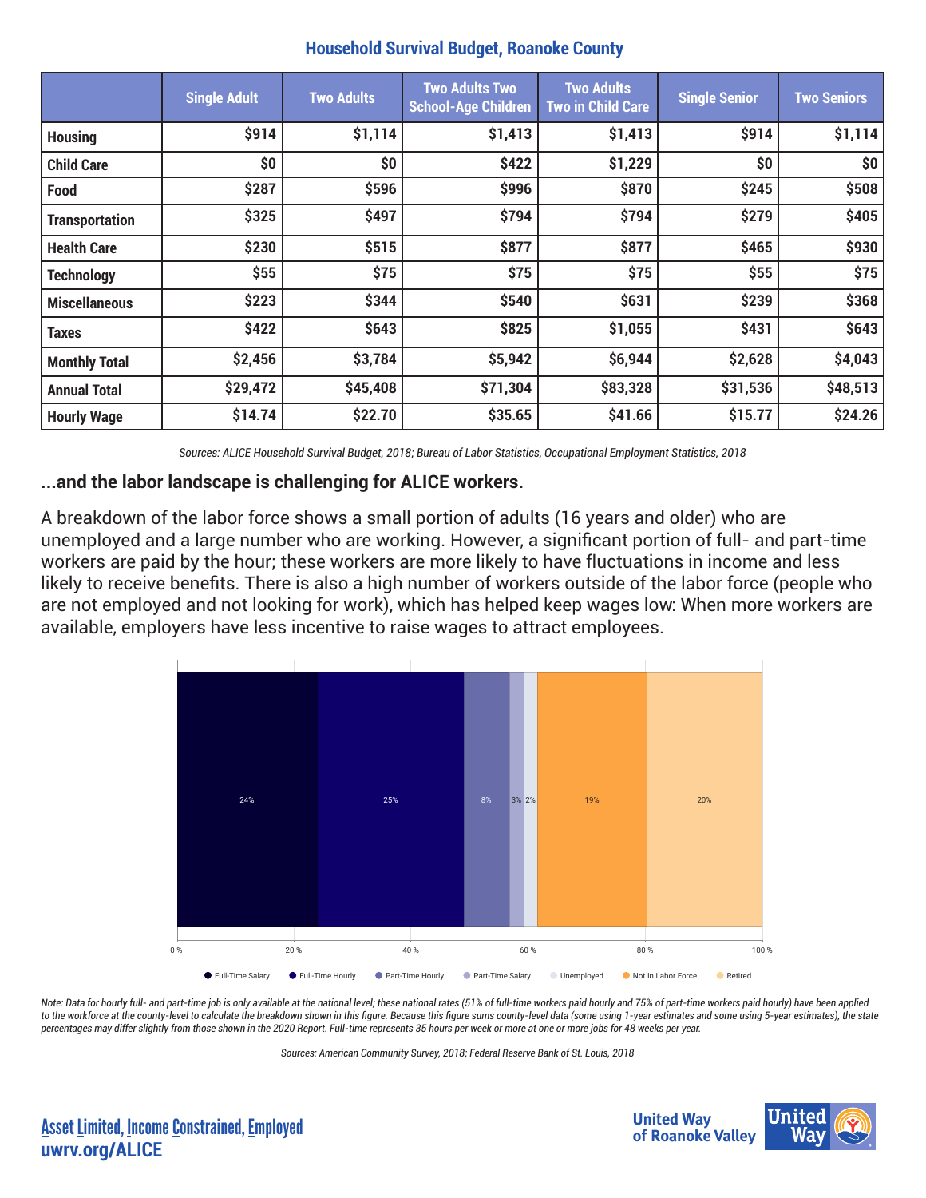## Household Survival Budget, Roanoke County

| | Single Adult | Two Adults | Two Adults Two School-Age Children | Two Adults Two in Child Care | Single Senior | Two Seniors |
|---|---|---|---|---|---|---|
| Housing | $914 | $1,114 | $1,413 | $1,413 | $914 | $1,114 |
| Child Care | $0 | $0 | $422 | $1,229 | $0 | $0 |
| Food | $287 | $596 | $996 | $870 | $245 | $508 |
| Transportation | $325 | $497 | $794 | $794 | $279 | $405 |
| Health Care | $230 | $515 | $877 | $877 | $465 | $930 |
| Technology | $55 | $75 | $75 | $75 | $55 | $75 |
| Miscellaneous | $223 | $344 | $540 | $631 | $239 | $368 |
| Taxes | $422 | $643 | $825 | $1,055 | $431 | $643 |
| Monthly Total | $2,456 | $3,784 | $5,942 | $6,944 | $2,628 | $4,043 |
| Annual Total | $29,472 | $45,408 | $71,304 | $83,328 | $31,536 | $48,513 |
| Hourly Wage | $14.74 | $22.70 | $35.65 | $41.66 | $15.77 | $24.26 |

*Sources: ALICE Household Survival Budget, 2018; Bureau of Labor Statistics, Occupational Employment Statistics, 2018*

### ...and the labor landscape is challenging for ALICE workers.

A breakdown of the labor force shows a small portion of adults (16 years and older) who are unemployed and a large number who are working. However, a significant portion of full- and part-time workers are paid by the hour; these workers are more likely to have fluctuations in income and less likely to receive benefits. There is also a high number of workers outside of the labor force (people who are not employed and not looking for work), which has helped keep wages low: When more workers are available, employers have less incentive to raise wages to attract employees.

24%
25%
8%
3%
2%
19%
20%

0 %
20 %
40 %
60 %
80 %
100 %

Full-Time Salary
Full-Time Hourly
Part-Time Hourly
Part-Time Salary
Unemployed
Not In Labor Force
Retired

*Note: Data for hourly full- and part-time job is only available at the national level; these national rates (51% of full-time workers paid hourly and 75% of part-time workers paid hourly) have been applied to the workforce at the county-level to calculate the breakdown shown in this figure. Because this figure sums county-level data (some using 1-year estimates and some using 5-year estimates), the state percentages may differ slightly from those shown in the 2020 Report. Full-time represents 35 hours per week or more at one or more jobs for 48 weeks per year.*

*Sources: American Community Survey, 2018; Federal Reserve Bank of St. Louis, 2018*

Asset Limited, Income Constrained, Employed
uwrv.org/ALICE

United Way of Roanoke Valley